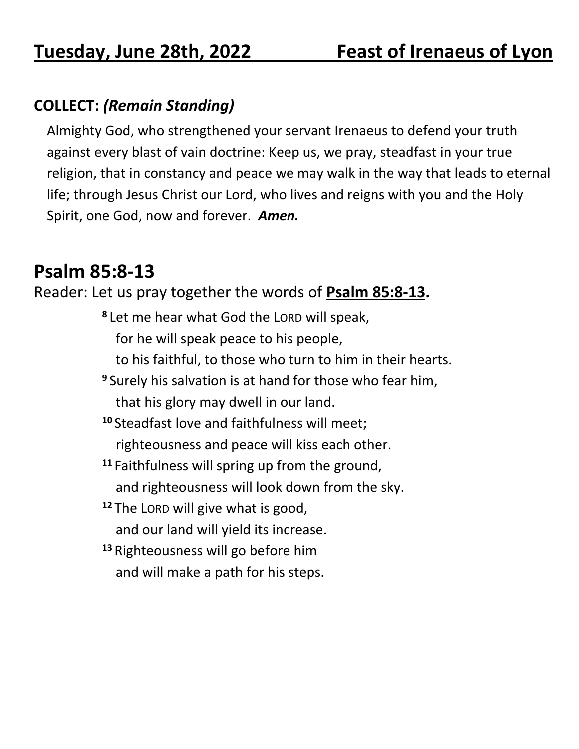# Tuesday, June 28th, 2022 — Feast of Irenaeus of Lyon

**COLLECT:** ***(Remain Standing)***

Almighty God, who strengthened your servant Irenaeus to defend your truth against every blast of vain doctrine: Keep us, we pray, steadfast in your true religion, that in constancy and peace we may walk in the way that leads to eternal life; through Jesus Christ our Lord, who lives and reigns with you and the Holy Spirit, one God, now and forever. ***Amen.***

## Psalm 85:8-13

Reader: Let us pray together the words of **Psalm 85:8-13.**

**8** Let me hear what God the LORD will speak,
for he will speak peace to his people,
to his faithful, to those who turn to him in their hearts.
**9** Surely his salvation is at hand for those who fear him,
that his glory may dwell in our land.
**10** Steadfast love and faithfulness will meet;
righteousness and peace will kiss each other.
**11** Faithfulness will spring up from the ground,
and righteousness will look down from the sky.
**12** The LORD will give what is good,
and our land will yield its increase.
**13** Righteousness will go before him
and will make a path for his steps.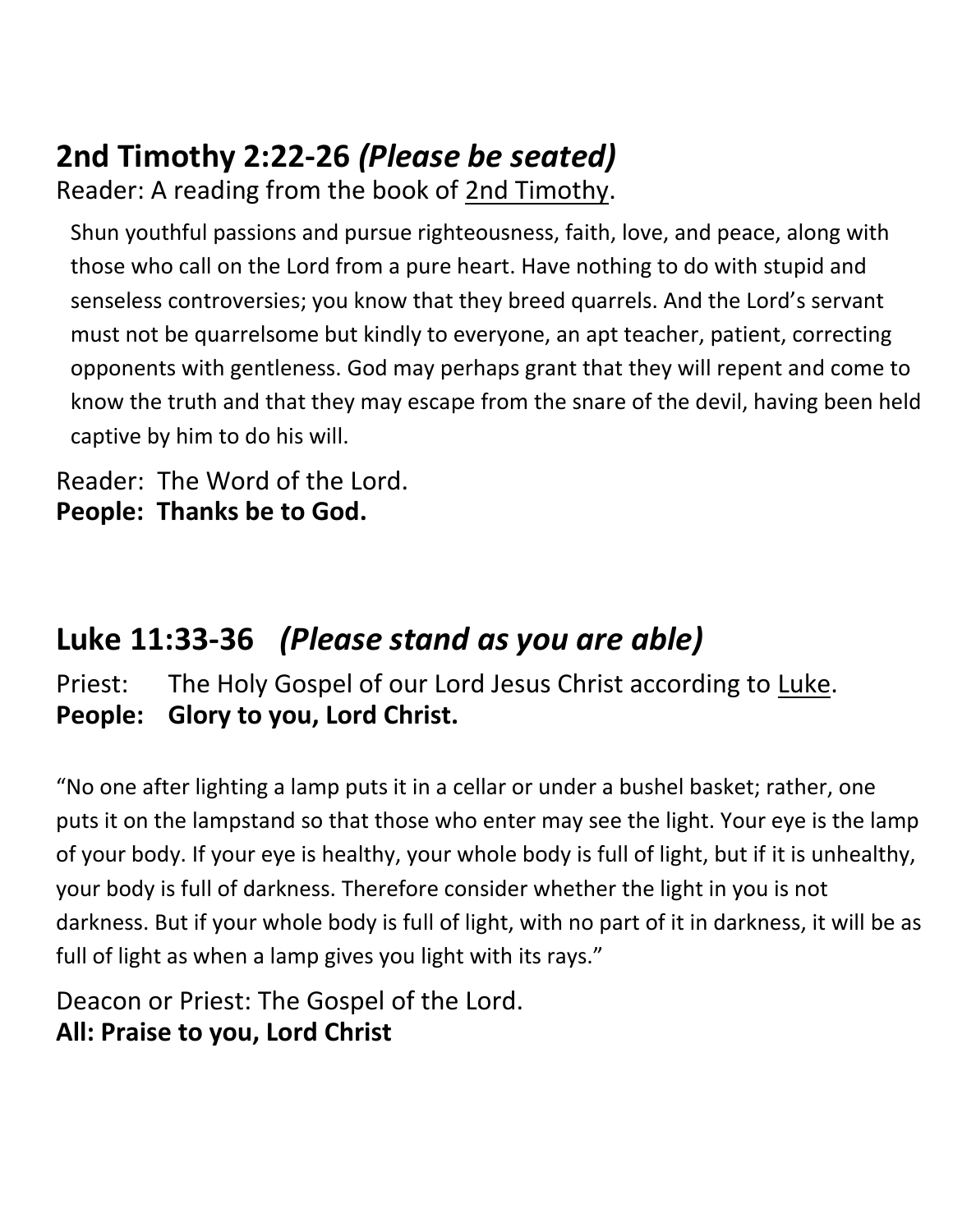## 2nd Timothy 2:22-26 *(Please be seated)*

Reader: A reading from the book of 2nd Timothy.

Shun youthful passions and pursue righteousness, faith, love, and peace, along with those who call on the Lord from a pure heart. Have nothing to do with stupid and senseless controversies; you know that they breed quarrels. And the Lord's servant must not be quarrelsome but kindly to everyone, an apt teacher, patient, correcting opponents with gentleness. God may perhaps grant that they will repent and come to know the truth and that they may escape from the snare of the devil, having been held captive by him to do his will.

Reader: The Word of the Lord.
**People: Thanks be to God.**

## Luke 11:33-36 *(Please stand as you are able)*

Priest: The Holy Gospel of our Lord Jesus Christ according to Luke.
**People: Glory to you, Lord Christ.**

"No one after lighting a lamp puts it in a cellar or under a bushel basket; rather, one puts it on the lampstand so that those who enter may see the light. Your eye is the lamp of your body. If your eye is healthy, your whole body is full of light, but if it is unhealthy, your body is full of darkness. Therefore consider whether the light in you is not darkness. But if your whole body is full of light, with no part of it in darkness, it will be as full of light as when a lamp gives you light with its rays."

Deacon or Priest: The Gospel of the Lord.
**All: Praise to you, Lord Christ**